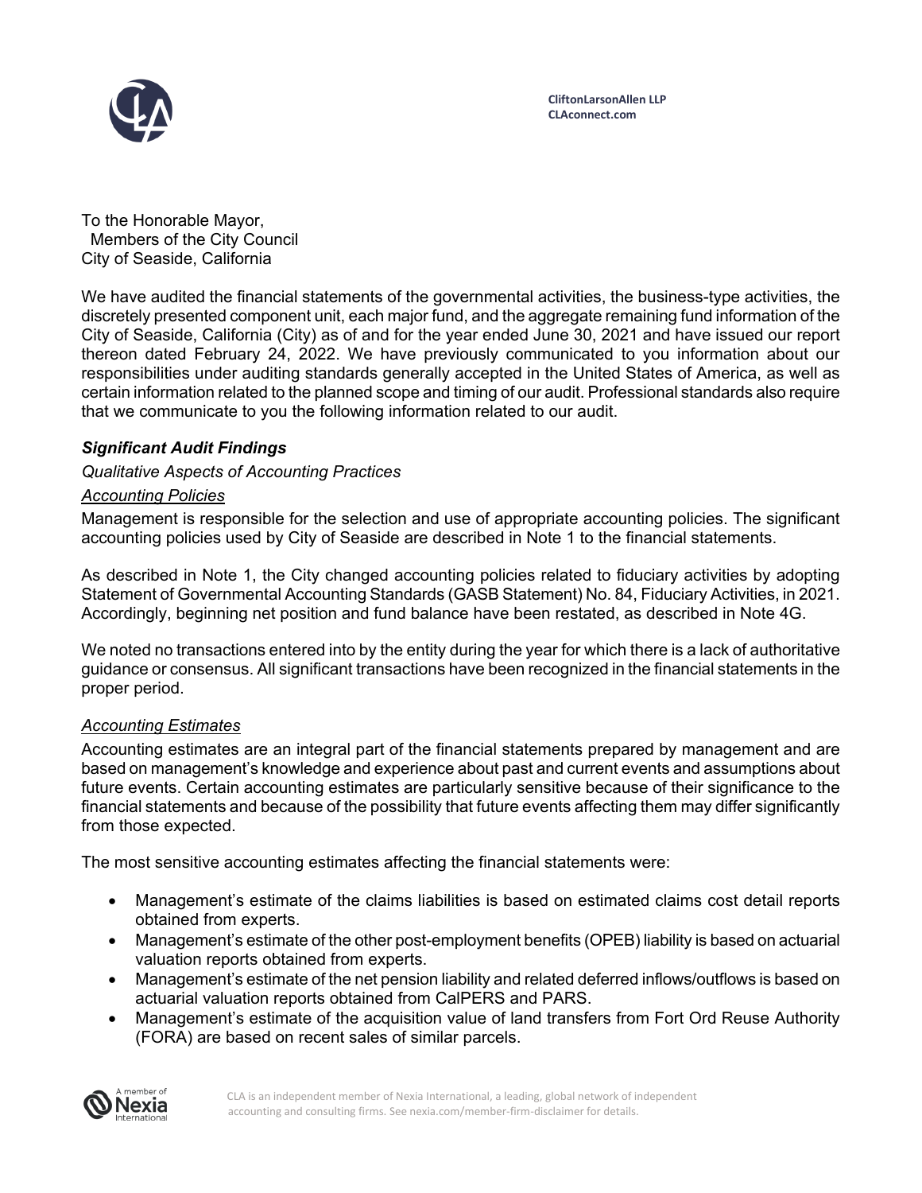CliftonLarsonAllen LLP
CLAconnect.com

To the Honorable Mayor,
Members of the City Council
City of Seaside, California

We have audited the financial statements of the governmental activities, the business-type activities, the discretely presented component unit, each major fund, and the aggregate remaining fund information of the City of Seaside, California (City) as of and for the year ended June 30, 2021 and have issued our report thereon dated February 24, 2022. We have previously communicated to you information about our responsibilities under auditing standards generally accepted in the United States of America, as well as certain information related to the planned scope and timing of our audit. Professional standards also require that we communicate to you the following information related to our audit.

## ***Significant Audit Findings***

### *Qualitative Aspects of Accounting Practices*

#### *Accounting Policies*

Management is responsible for the selection and use of appropriate accounting policies. The significant accounting policies used by City of Seaside are described in Note 1 to the financial statements.

As described in Note 1, the City changed accounting policies related to fiduciary activities by adopting Statement of Governmental Accounting Standards (GASB Statement) No. 84, Fiduciary Activities, in 2021. Accordingly, beginning net position and fund balance have been restated, as described in Note 4G.

We noted no transactions entered into by the entity during the year for which there is a lack of authoritative guidance or consensus. All significant transactions have been recognized in the financial statements in the proper period.

#### *Accounting Estimates*

Accounting estimates are an integral part of the financial statements prepared by management and are based on management's knowledge and experience about past and current events and assumptions about future events. Certain accounting estimates are particularly sensitive because of their significance to the financial statements and because of the possibility that future events affecting them may differ significantly from those expected.

The most sensitive accounting estimates affecting the financial statements were:

- Management's estimate of the claims liabilities is based on estimated claims cost detail reports obtained from experts.
- Management's estimate of the other post-employment benefits (OPEB) liability is based on actuarial valuation reports obtained from experts.
- Management's estimate of the net pension liability and related deferred inflows/outflows is based on actuarial valuation reports obtained from CalPERS and PARS.
- Management's estimate of the acquisition value of land transfers from Fort Ord Reuse Authority (FORA) are based on recent sales of similar parcels.

CLA is an independent member of Nexia International, a leading, global network of independent accounting and consulting firms. See nexia.com/member-firm-disclaimer for details.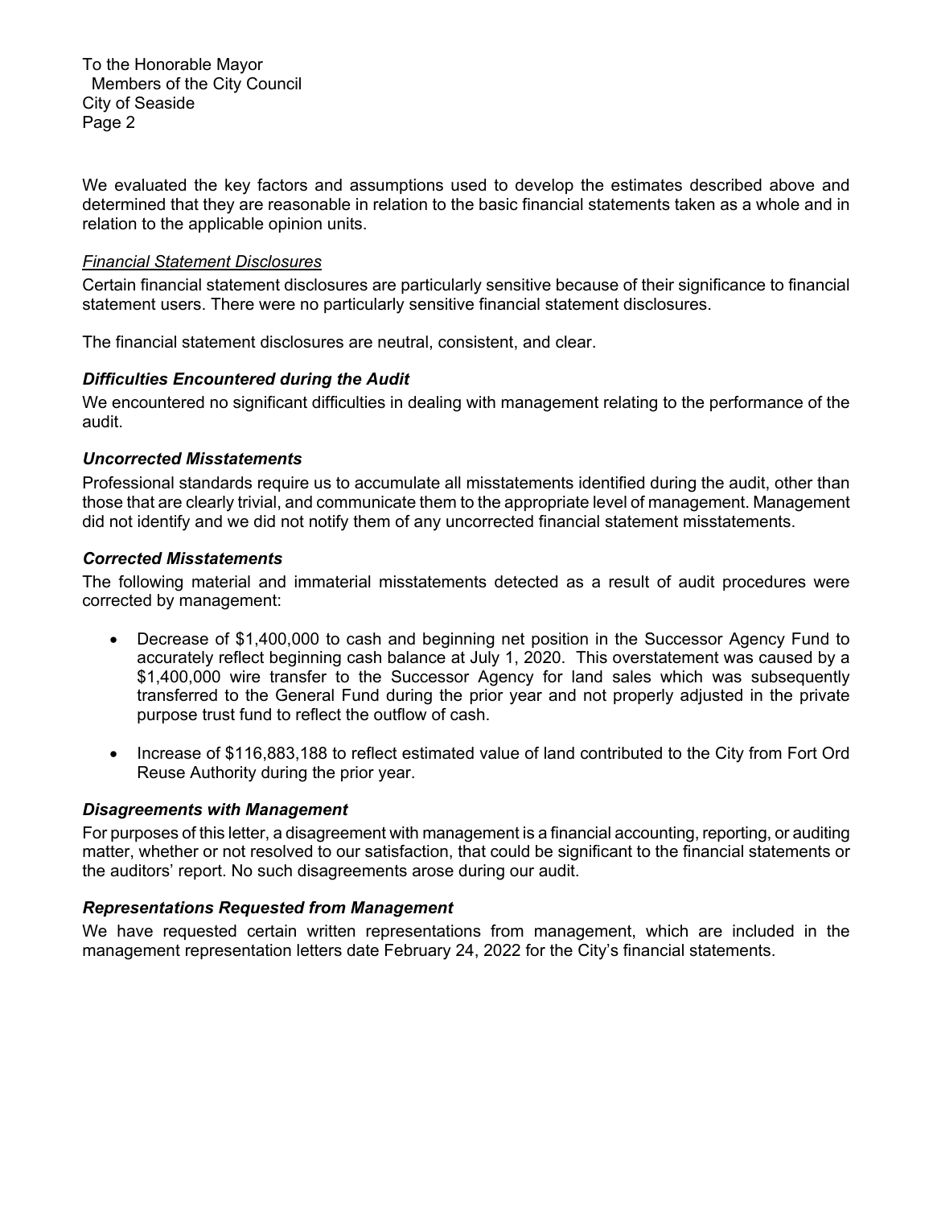To the Honorable Mayor
Members of the City Council
City of Seaside

We evaluated the key factors and assumptions used to develop the estimates described above and determined that they are reasonable in relation to the basic financial statements taken as a whole and in relation to the applicable opinion units.

*Financial Statement Disclosures*

Certain financial statement disclosures are particularly sensitive because of their significance to financial statement users. There were no particularly sensitive financial statement disclosures.

The financial statement disclosures are neutral, consistent, and clear.

### *Difficulties Encountered during the Audit*

We encountered no significant difficulties in dealing with management relating to the performance of the audit.

### *Uncorrected Misstatements*

Professional standards require us to accumulate all misstatements identified during the audit, other than those that are clearly trivial, and communicate them to the appropriate level of management. Management did not identify and we did not notify them of any uncorrected financial statement misstatements.

### *Corrected Misstatements*

The following material and immaterial misstatements detected as a result of audit procedures were corrected by management:

- Decrease of $1,400,000 to cash and beginning net position in the Successor Agency Fund to accurately reflect beginning cash balance at July 1, 2020. This overstatement was caused by a $1,400,000 wire transfer to the Successor Agency for land sales which was subsequently transferred to the General Fund during the prior year and not properly adjusted in the private purpose trust fund to reflect the outflow of cash.
- Increase of $116,883,188 to reflect estimated value of land contributed to the City from Fort Ord Reuse Authority during the prior year.

### *Disagreements with Management*

For purposes of this letter, a disagreement with management is a financial accounting, reporting, or auditing matter, whether or not resolved to our satisfaction, that could be significant to the financial statements or the auditors' report. No such disagreements arose during our audit.

### *Representations Requested from Management*

We have requested certain written representations from management, which are included in the management representation letters date February 24, 2022 for the City's financial statements.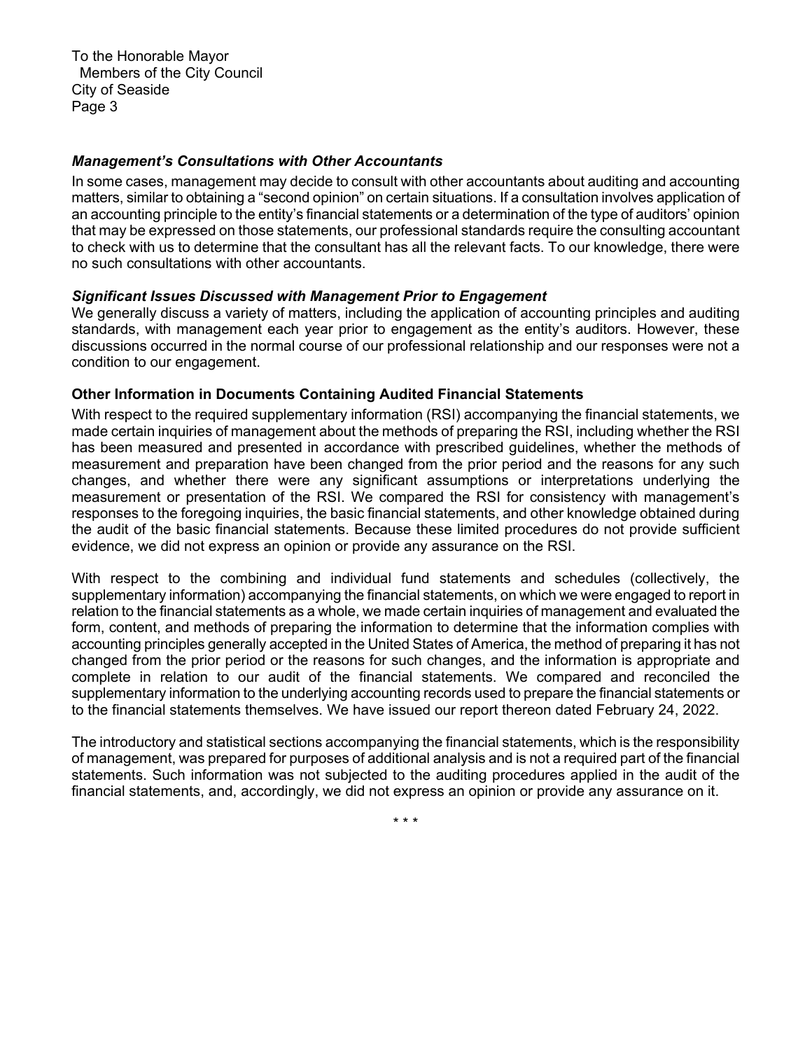To the Honorable Mayor
  Members of the City Council
City of Seaside

### *Management's Consultations with Other Accountants*

In some cases, management may decide to consult with other accountants about auditing and accounting matters, similar to obtaining a "second opinion" on certain situations. If a consultation involves application of an accounting principle to the entity's financial statements or a determination of the type of auditors' opinion that may be expressed on those statements, our professional standards require the consulting accountant to check with us to determine that the consultant has all the relevant facts. To our knowledge, there were no such consultations with other accountants.

### *Significant Issues Discussed with Management Prior to Engagement*

We generally discuss a variety of matters, including the application of accounting principles and auditing standards, with management each year prior to engagement as the entity's auditors. However, these discussions occurred in the normal course of our professional relationship and our responses were not a condition to our engagement.

## Other Information in Documents Containing Audited Financial Statements

With respect to the required supplementary information (RSI) accompanying the financial statements, we made certain inquiries of management about the methods of preparing the RSI, including whether the RSI has been measured and presented in accordance with prescribed guidelines, whether the methods of measurement and preparation have been changed from the prior period and the reasons for any such changes, and whether there were any significant assumptions or interpretations underlying the measurement or presentation of the RSI. We compared the RSI for consistency with management's responses to the foregoing inquiries, the basic financial statements, and other knowledge obtained during the audit of the basic financial statements. Because these limited procedures do not provide sufficient evidence, we did not express an opinion or provide any assurance on the RSI.

With respect to the combining and individual fund statements and schedules (collectively, the supplementary information) accompanying the financial statements, on which we were engaged to report in relation to the financial statements as a whole, we made certain inquiries of management and evaluated the form, content, and methods of preparing the information to determine that the information complies with accounting principles generally accepted in the United States of America, the method of preparing it has not changed from the prior period or the reasons for such changes, and the information is appropriate and complete in relation to our audit of the financial statements. We compared and reconciled the supplementary information to the underlying accounting records used to prepare the financial statements or to the financial statements themselves. We have issued our report thereon dated February 24, 2022.

The introductory and statistical sections accompanying the financial statements, which is the responsibility of management, was prepared for purposes of additional analysis and is not a required part of the financial statements. Such information was not subjected to the auditing procedures applied in the audit of the financial statements, and, accordingly, we did not express an opinion or provide any assurance on it.

\* \* \*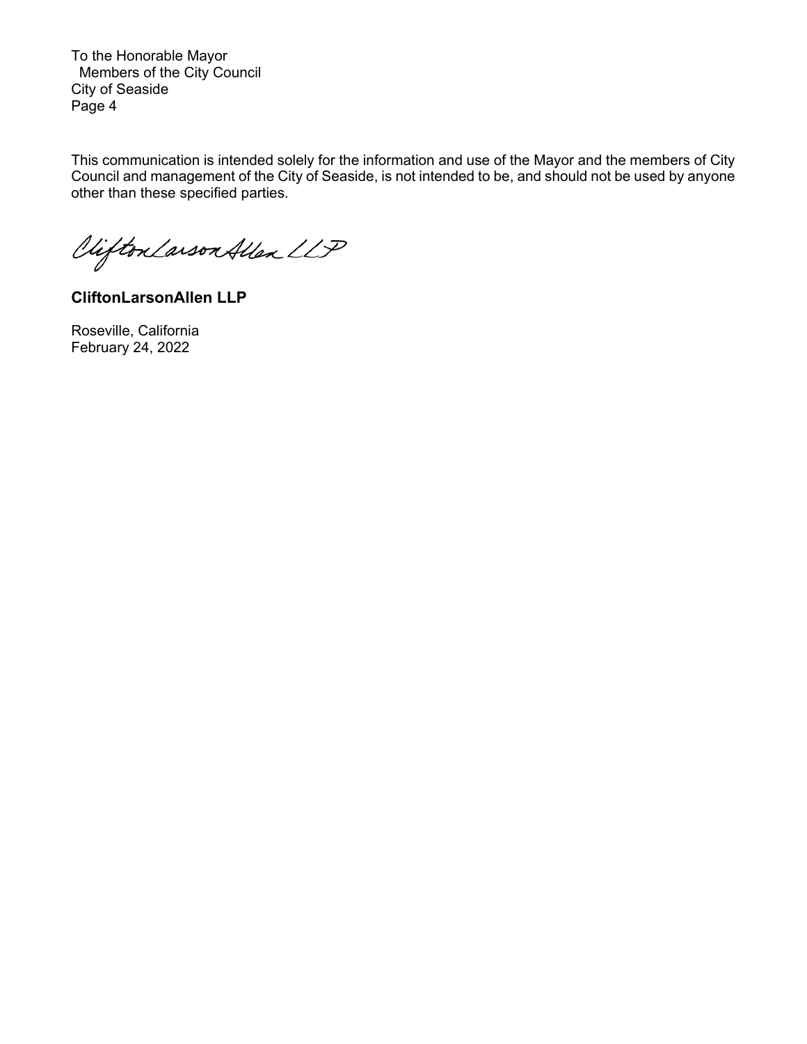To the Honorable Mayor
Members of the City Council
City of Seaside
Page 4

This communication is intended solely for the information and use of the Mayor and the members of City Council and management of the City of Seaside, is not intended to be, and should not be used by anyone other than these specified parties.

CliftonLarsonAllen LLP

**CliftonLarsonAllen LLP**

Roseville, California
February 24, 2022